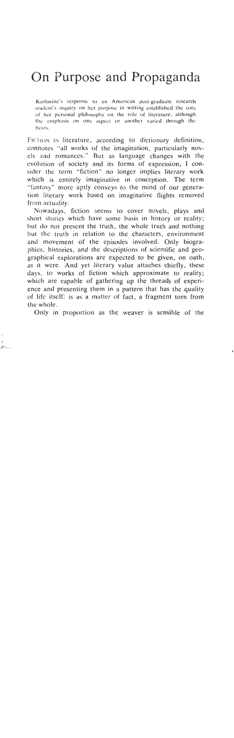# On Purpose and Propaganda

Katharine's response to an American post-graduate research student's inquiry on her purpose in writing established the core of her personal philosophy on the role of literature, although the emphasis on one aspect or another varied through the years.

FICTION IN literature, according to dictionary definition, connotes "all works of the imagination, particularly novels and romances." But as language changes with the evolution of society and its forms of expression, I consider the term "fiction" no longer implies literary work which is entirely imaginative in conception. The term "fantasy" more aptly conveys to the mind of our generation literary work based on imaginative flights removed from actuality.

Nowadays, fiction seems to cover novels, plays and short stories which have some basis in history or reality; but do not present the truth, the whole truth and nothing but the truth in relation to the characters, environment and movement of the episodes involved. Only biographies, histories, and the descriptions of scientific and geographical explorations are expected to be given, on oath, as it were. And yet literary value attaches chiefly, these days, to works of fiction which approximate to reality; which are capable of gathering up the threads of experience and presenting them in a pattern that has the quality of life itself: is as a matter of fact, a fragment torn from the whole.

Only in proportion as the weaver is sensible of the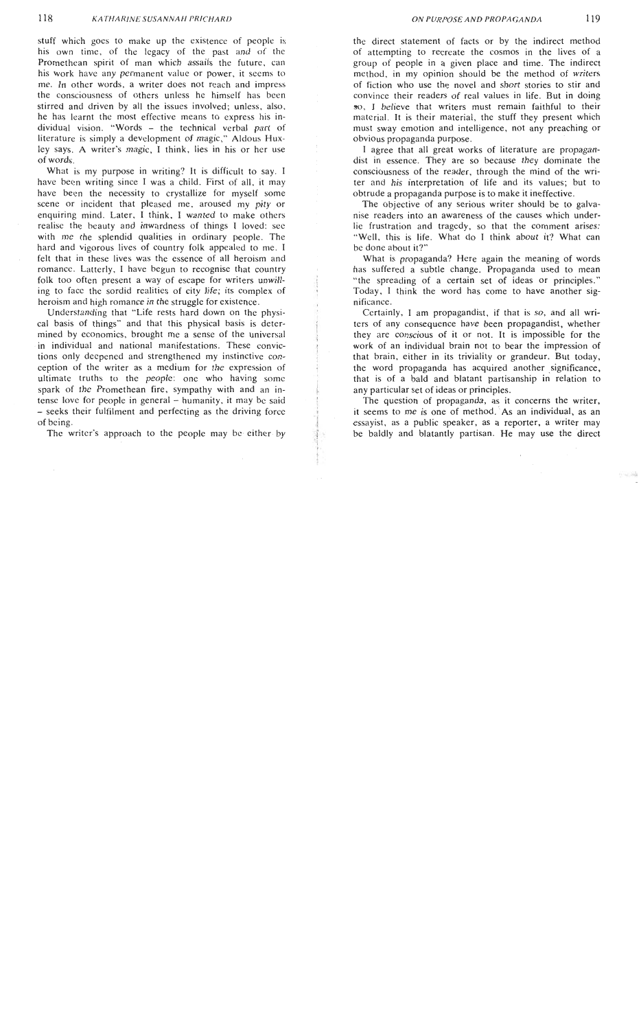stuff which goes to make up the existence of people is his own time, of the legacy of the past and of the Promethean spirit of man which assails the future, can his work have any permanent value or power, it seems to me. In other words, a writer does not reach and impress the consciousness of others unless he himself has been stirred and driven by all the issues involved; unless, also, he has learnt the most effective means to express his individual vision. "Words – the technical verbal part of literature is simply a development of magic," Aldous Huxley says. A writer's magic, I think, lies in his or her use of words.

What is my purpose in writing? It is difficult to say. I have been writing since I was a child. First of all, it may have been the necessity to crystallize for myself some scene or incident that pleased me, aroused my pity or enquiring mind. Later, I think, I wanted to make others realise the beauty and inwardness of things I loved: see with me the splendid qualities in ordinary people. The hard and vigorous lives of country folk appealed to me. I felt that in these lives was the essence of all heroism and romance. Latterly, I have begun to recognise that country folk too often present a way of escape for writers unwilling to face the sordid realities of city life; its complex of heroism and high romance in the struggle for existence.

Understanding that "Life rests hard down on the physical basis of things" and that this physical basis is determined by economics, brought me a sense of the universal in individual and national manifestations. These convictions only deepened and strengthened my instinctive conception of the writer as a medium for the expression of ultimate truths to the people: one who having some spark of the Promethean fire, sympathy with and an intense love for people in general – humanity, it may be said – seeks their fulfilment and perfecting as the driving force of being.

The writer's approach to the people may be either by the direct statement of facts or by the indirect method of attempting to recreate the cosmos in the lives of a group of people in a given place and time. The indirect method, in my opinion should be the method of writers of fiction who use the novel and short stories to stir and convince their readers of real values in life. But in doing so, I believe that writers must remain faithful to their material. It is their material, the stuff they present which must sway emotion and intelligence, not any preaching or obvious propaganda purpose.

I agree that all great works of literature are propagandist in essence. They are so because they dominate the consciousness of the reader, through the mind of the writer and his interpretation of life and its values; but to obtrude a propaganda purpose is to make it ineffective.

The objective of any serious writer should be to galvanise readers into an awareness of the causes which underlie frustration and tragedy, so that the comment arises: "Well, this is life. What do I think about it? What can be done about it?"

What is propaganda? Here again the meaning of words has suffered a subtle change. Propaganda used to mean "the spreading of a certain set of ideas or principles." Today, I think the word has come to have another significance.

Certainly, I am propagandist, if that is so, and all writers of any consequence have been propagandist, whether they are conscious of it or not. It is impossible for the work of an individual brain not to bear the impression of that brain, either in its triviality or grandeur. But today, the word propaganda has acquired another significance, that is of a bald and blatant partisanship in relation to any particular set of ideas or principles.

The question of propaganda, as it concerns the writer, it seems to me is one of method. As an individual, as an essayist, as a public speaker, as a reporter, a writer may be baldly and blatantly partisan. He may use the direct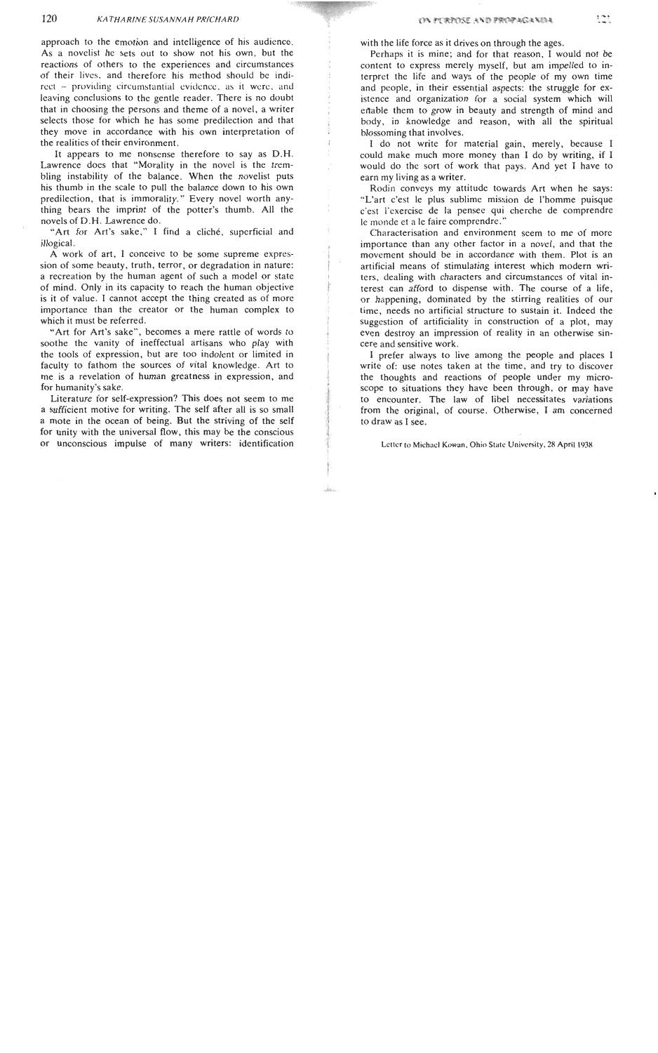approach to the emotion and intelligence of his audience. As a novelist he sets out to show not his own, but the reactions of others to the experiences and circumstances of their lives, and therefore his method should be indirect – providing circumstantial evidence, as it were, and leaving conclusions to the gentle reader. There is no doubt that in choosing the persons and theme of a novel, a writer selects those for which he has some predilection and that they move in accordance with his own interpretation of the realities of their environment.

It appears to me nonsense therefore to say as D.H. Lawrence does that "Morality in the novel is the trembling instability of the balance. When the novelist puts his thumb in the scale to pull the balance down to his own predilection, that is immorality." Every novel worth anything bears the imprint of the potter's thumb. All the novels of D.H. Lawrence do.

"Art for Art's sake," I find a cliché, superficial and illogical.

A work of art, I conceive to be some supreme expression of some beauty, truth, terror, or degradation in nature: a recreation by the human agent of such a model or state of mind. Only in its capacity to reach the human objective is it of value. I cannot accept the thing created as of more importance than the creator or the human complex to which it must be referred.

"Art for Art's sake", becomes a mere rattle of words to soothe the vanity of ineffectual artisans who play with the tools of expression, but are too indolent or limited in faculty to fathom the sources of vital knowledge. Art to me is a revelation of human greatness in expression, and for humanity's sake.

Literature for self-expression? This does not seem to me a sufficient motive for writing. The self after all is so small a mote in the ocean of being. But the striving of the self for unity with the universal flow, this may be the conscious or unconscious impulse of many writers: identification with the life force as it drives on through the ages.

Perhaps it is mine; and for that reason, I would not be content to express merely myself, but am impelled to interpret the life and ways of the people of my own time and people, in their essential aspects: the struggle for existence and organization for a social system which will enable them to grow in beauty and strength of mind and body, in knowledge and reason, with all the spiritual blossoming that involves.

I do not write for material gain, merely, because I could make much more money than I do by writing, if I would do the sort of work that pays. And yet I have to earn my living as a writer.

Rodin conveys my attitude towards Art when he says: "L'art c'est le plus sublime mission de l'homme puisque c'est l'exercise de la pensee qui cherche de comprendre le monde et a le faire comprendre."

Characterisation and environment seem to me of more importance than any other factor in a novel, and that the movement should be in accordance with them. Plot is an artificial means of stimulating interest which modern writers, dealing with characters and circumstances of vital interest can afford to dispense with. The course of a life, or happening, dominated by the stirring realities of our time, needs no artificial structure to sustain it. Indeed the suggestion of artificiality in construction of a plot, may even destroy an impression of reality in an otherwise sincere and sensitive work.

I prefer always to live among the people and places I write of: use notes taken at the time, and try to discover the thoughts and reactions of people under my microscope to situations they have been through, or may have to encounter. The law of libel necessitates variations from the original, of course. Otherwise, I am concerned to draw as I see.

Letter to Michael Kowan, Ohio State University, 28 April 1938